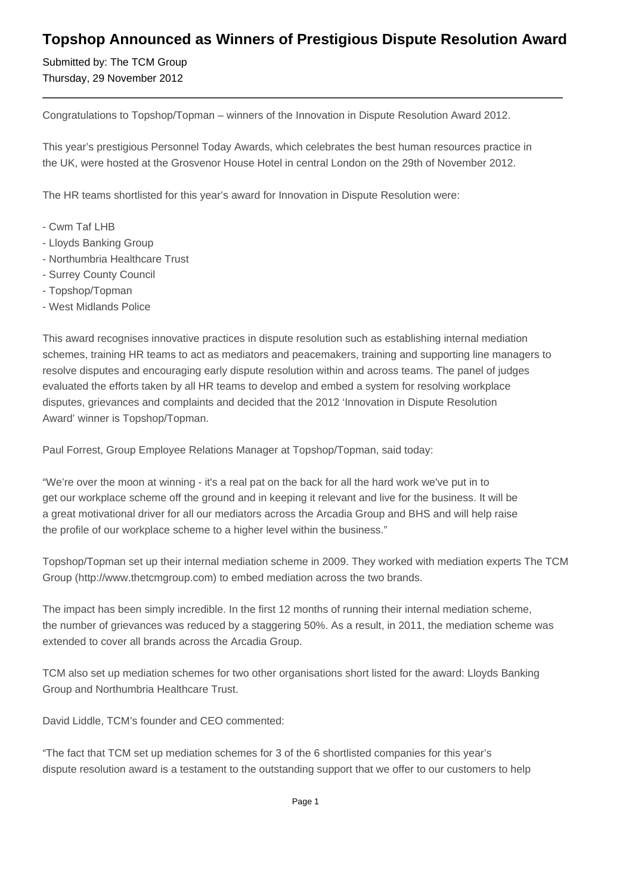# Topshop Announced as Winners of Prestigious Dispute Resolution Award

Submitted by: The TCM Group
Thursday, 29 November 2012

---

Congratulations to Topshop/Topman – winners of the Innovation in Dispute Resolution Award 2012.

This year's prestigious Personnel Today Awards, which celebrates the best human resources practice in the UK, were hosted at the Grosvenor House Hotel in central London on the 29th of November 2012.

The HR teams shortlisted for this year's award for Innovation in Dispute Resolution were:

- Cwm Taf LHB
- Lloyds Banking Group
- Northumbria Healthcare Trust
- Surrey County Council
- Topshop/Topman
- West Midlands Police

This award recognises innovative practices in dispute resolution such as establishing internal mediation schemes, training HR teams to act as mediators and peacemakers, training and supporting line managers to resolve disputes and encouraging early dispute resolution within and across teams. The panel of judges evaluated the efforts taken by all HR teams to develop and embed a system for resolving workplace disputes, grievances and complaints and decided that the 2012 'Innovation in Dispute Resolution Award' winner is Topshop/Topman.

Paul Forrest, Group Employee Relations Manager at Topshop/Topman, said today:

"We're over the moon at winning - it's a real pat on the back for all the hard work we've put in to get our workplace scheme off the ground and in keeping it relevant and live for the business. It will be a great motivational driver for all our mediators across the Arcadia Group and BHS and will help raise the profile of our workplace scheme to a higher level within the business."

Topshop/Topman set up their internal mediation scheme in 2009. They worked with mediation experts The TCM Group (http://www.thetcmgroup.com) to embed mediation across the two brands.

The impact has been simply incredible. In the first 12 months of running their internal mediation scheme, the number of grievances was reduced by a staggering 50%. As a result, in 2011, the mediation scheme was extended to cover all brands across the Arcadia Group.

TCM also set up mediation schemes for two other organisations short listed for the award: Lloyds Banking Group and Northumbria Healthcare Trust.

David Liddle, TCM's founder and CEO commented:

"The fact that TCM set up mediation schemes for 3 of the 6 shortlisted companies for this year's dispute resolution award is a testament to the outstanding support that we offer to our customers to help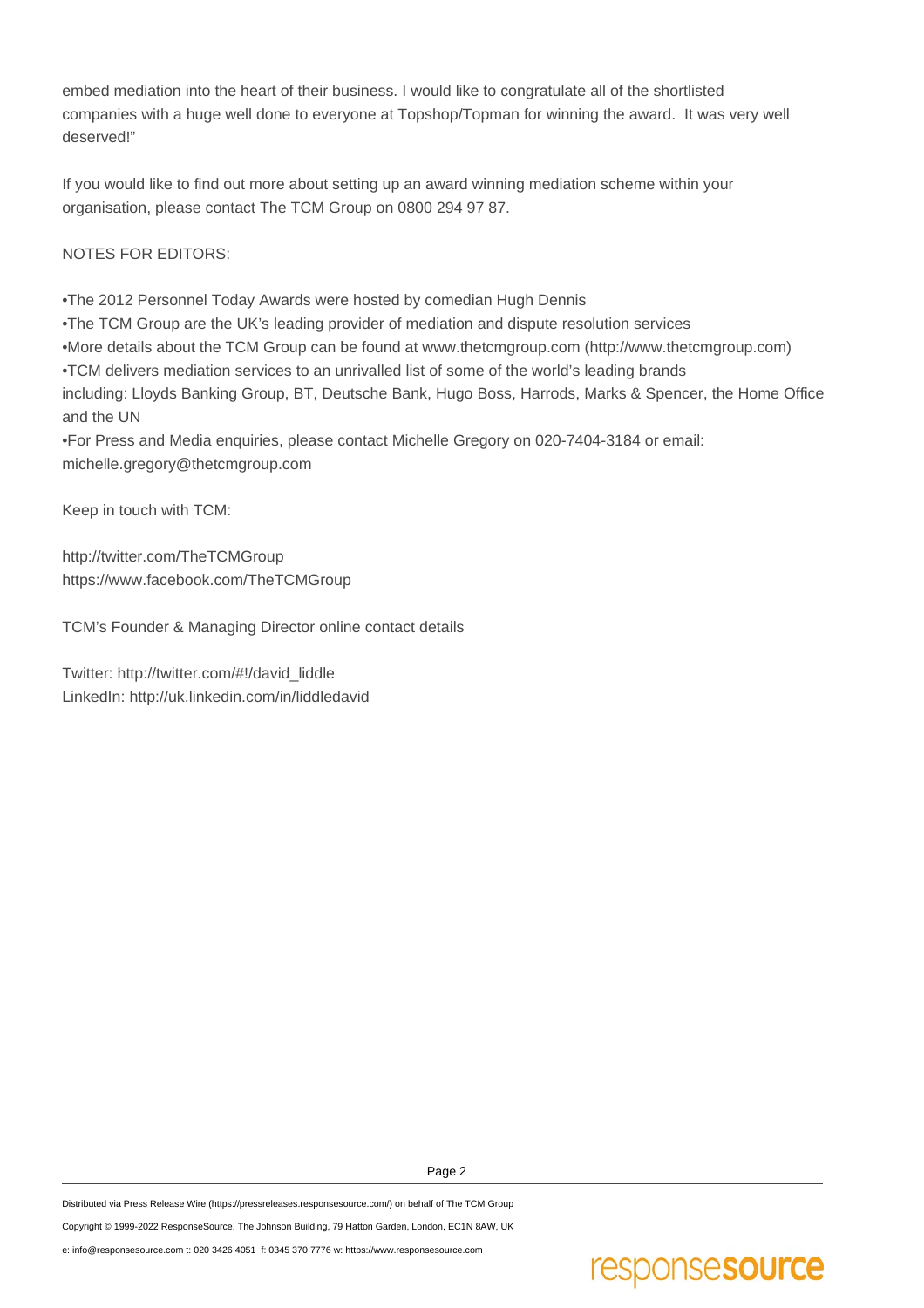embed mediation into the heart of their business. I would like to congratulate all of the shortlisted companies with a huge well done to everyone at Topshop/Topman for winning the award.  It was very well deserved!"

If you would like to find out more about setting up an award winning mediation scheme within your organisation, please contact The TCM Group on 0800 294 97 87.

NOTES FOR EDITORS:

•The 2012 Personnel Today Awards were hosted by comedian Hugh Dennis
•The TCM Group are the UK's leading provider of mediation and dispute resolution services
•More details about the TCM Group can be found at www.thetcmgroup.com (http://www.thetcmgroup.com)
•TCM delivers mediation services to an unrivalled list of some of the world's leading brands including: Lloyds Banking Group, BT, Deutsche Bank, Hugo Boss, Harrods, Marks & Spencer, the Home Office and the UN
•For Press and Media enquiries, please contact Michelle Gregory on 020-7404-3184 or email: michelle.gregory@thetcmgroup.com

Keep in touch with TCM:

http://twitter.com/TheTCMGroup
https://www.facebook.com/TheTCMGroup

TCM's Founder & Managing Director online contact details

Twitter: http://twitter.com/#!/david_liddle
LinkedIn: http://uk.linkedin.com/in/liddledavid